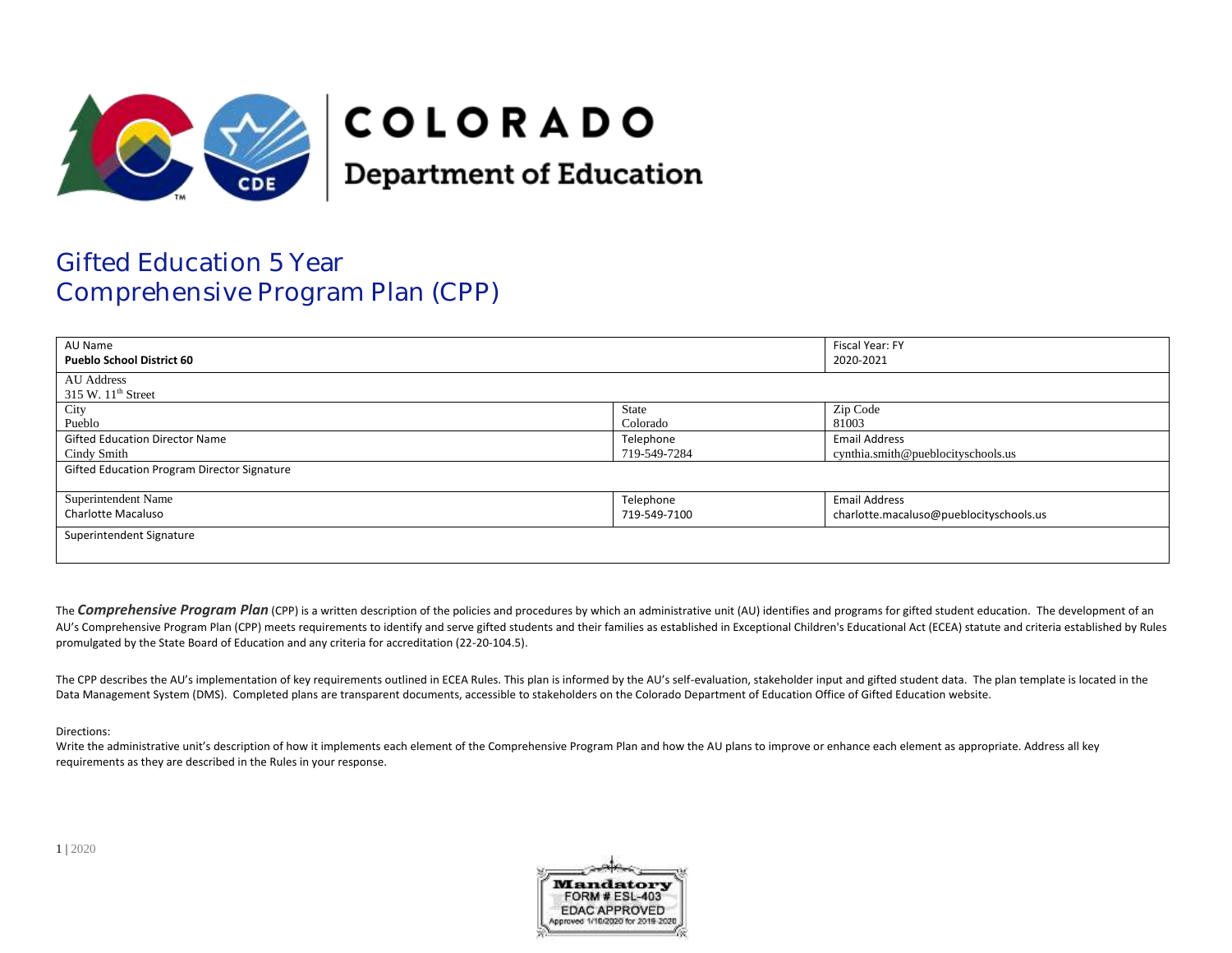COLORADO
Department of Education

# Gifted Education 5 Year Comprehensive Program Plan (CPP)

| AU Name<br>**Pueblo School District 60** | | Fiscal Year: FY<br>2020-2021 |
|---|---|---|
| AU Address<br>315 W. 11th Street | | |
| City<br>Pueblo | State<br>Colorado | Zip Code<br>81003 |
| Gifted Education Director Name<br>Cindy Smith | Telephone<br>719-549-7284 | Email Address<br>cynthia.smith@pueblocityschools.us |
| Gifted Education Program Director Signature | | |
| Superintendent Name<br>Charlotte Macaluso | Telephone<br>719-549-7100 | Email Address<br>charlotte.macaluso@pueblocityschools.us |
| Superintendent Signature | | |

The ***Comprehensive Program Plan*** (CPP) is a written description of the policies and procedures by which an administrative unit (AU) identifies and programs for gifted student education. The development of an AU's Comprehensive Program Plan (CPP) meets requirements to identify and serve gifted students and their families as established in Exceptional Children's Educational Act (ECEA) statute and criteria established by Rules promulgated by the State Board of Education and any criteria for accreditation (22-20-104.5).

The CPP describes the AU's implementation of key requirements outlined in ECEA Rules. This plan is informed by the AU's self-evaluation, stakeholder input and gifted student data. The plan template is located in the Data Management System (DMS). Completed plans are transparent documents, accessible to stakeholders on the Colorado Department of Education Office of Gifted Education website.

Directions:
Write the administrative unit's description of how it implements each element of the Comprehensive Program Plan and how the AU plans to improve or enhance each element as appropriate. Address all key requirements as they are described in the Rules in your response.

Mandatory
FORM # ESL-403
EDAC APPROVED
Approved 1/10/2020 for 2019-2020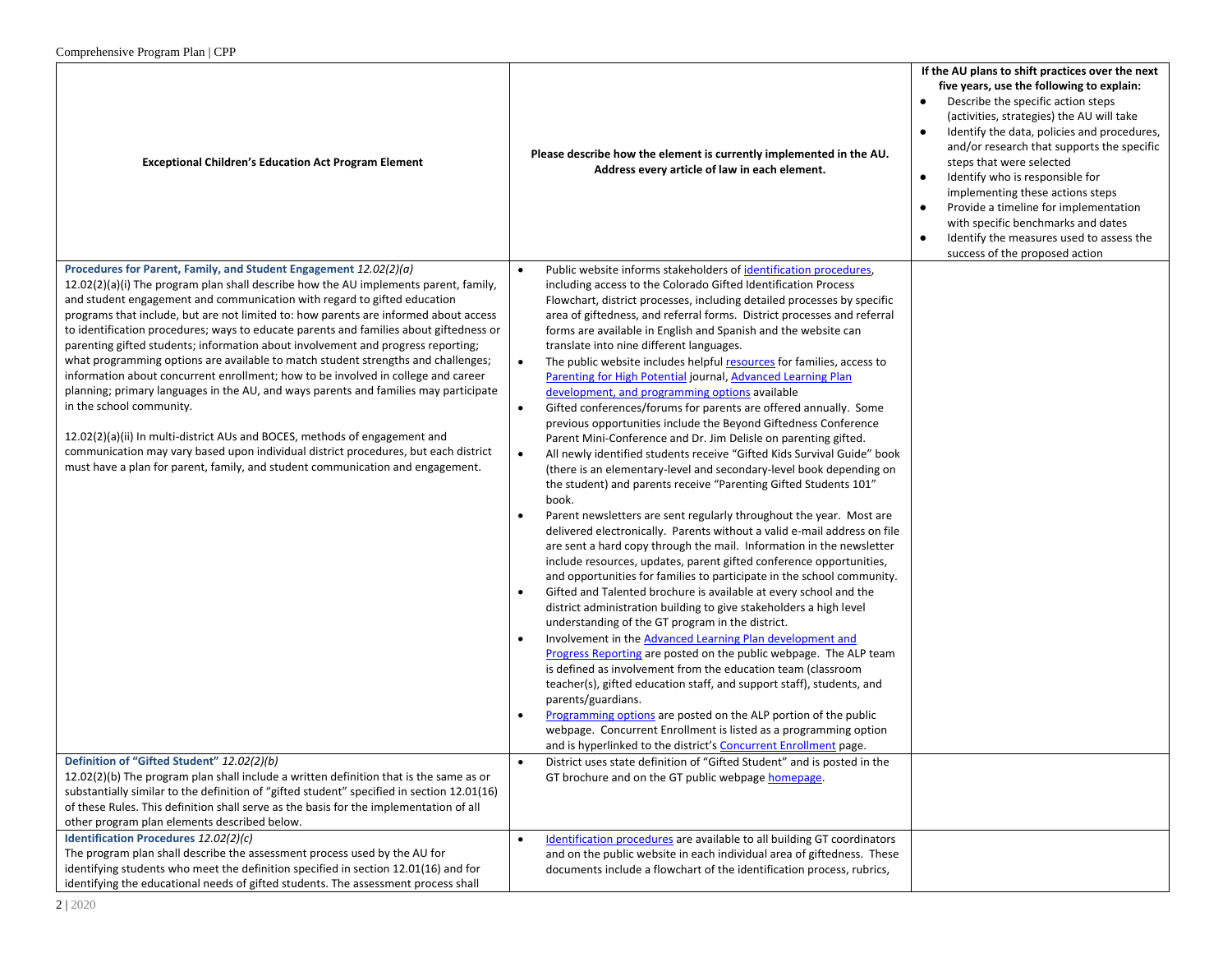| Exceptional Children's Education Act Program Element | Please describe how the element is currently implemented in the AU. Address every article of law in each element. | If the AU plans to shift practices over the next five years, use the following to explain:<br>● Describe the specific action steps (activities, strategies) the AU will take<br>● Identify the data, policies and procedures, and/or research that supports the specific steps that were selected<br>● Identify who is responsible for implementing these actions steps<br>● Provide a timeline for implementation with specific benchmarks and dates<br>● Identify the measures used to assess the success of the proposed action |
|---|---|---|
| **Procedures for Parent, Family, and Student Engagement** *12.02(2)(a)*<br>12.02(2)(a)(i) The program plan shall describe how the AU implements parent, family, and student engagement and communication with regard to gifted education programs that include, but are not limited to: how parents are informed about access to identification procedures; ways to educate parents and families about giftedness or parenting gifted students; information about involvement and progress reporting; what programming options are available to match student strengths and challenges; information about concurrent enrollment; how to be involved in college and career planning; primary languages in the AU, and ways parents and families may participate in the school community.<br><br>12.02(2)(a)(ii) In multi-district AUs and BOCES, methods of engagement and communication may vary based upon individual district procedures, but each district must have a plan for parent, family, and student communication and engagement. | • Public website informs stakeholders of identification procedures, including access to the Colorado Gifted Identification Process Flowchart, district processes, including detailed processes by specific area of giftedness, and referral forms. District processes and referral forms are available in English and Spanish and the website can translate into nine different languages.<br>• The public website includes helpful resources for families, access to Parenting for High Potential journal, Advanced Learning Plan development, and programming options available<br>• Gifted conferences/forums for parents are offered annually. Some previous opportunities include the Beyond Giftedness Conference Parent Mini-Conference and Dr. Jim Delisle on parenting gifted.<br>• All newly identified students receive "Gifted Kids Survival Guide" book (there is an elementary-level and secondary-level book depending on the student) and parents receive "Parenting Gifted Students 101" book.<br>• Parent newsletters are sent regularly throughout the year. Most are delivered electronically. Parents without a valid e-mail address on file are sent a hard copy through the mail. Information in the newsletter include resources, updates, parent gifted conference opportunities, and opportunities for families to participate in the school community.<br>• Gifted and Talented brochure is available at every school and the district administration building to give stakeholders a high level understanding of the GT program in the district.<br>• Involvement in the Advanced Learning Plan development and Progress Reporting are posted on the public webpage. The ALP team is defined as involvement from the education team (classroom teacher(s), gifted education staff, and support staff), students, and parents/guardians.<br>• Programming options are posted on the ALP portion of the public webpage. Concurrent Enrollment is listed as a programming option and is hyperlinked to the district's Concurrent Enrollment page. | |
| **Definition of "Gifted Student"** *12.02(2)(b)*<br>12.02(2)(b) The program plan shall include a written definition that is the same as or substantially similar to the definition of "gifted student" specified in section 12.01(16) of these Rules. This definition shall serve as the basis for the implementation of all other program plan elements described below. | • District uses state definition of "Gifted Student" and is posted in the GT brochure and on the GT public webpage homepage. | |
| **Identification Procedures** *12.02(2)(c)*<br>The program plan shall describe the assessment process used by the AU for identifying students who meet the definition specified in section 12.01(16) and for identifying the educational needs of gifted students. The assessment process shall | • Identification procedures are available to all building GT coordinators and on the public website in each individual area of giftedness. These documents include a flowchart of the identification process, rubrics, | |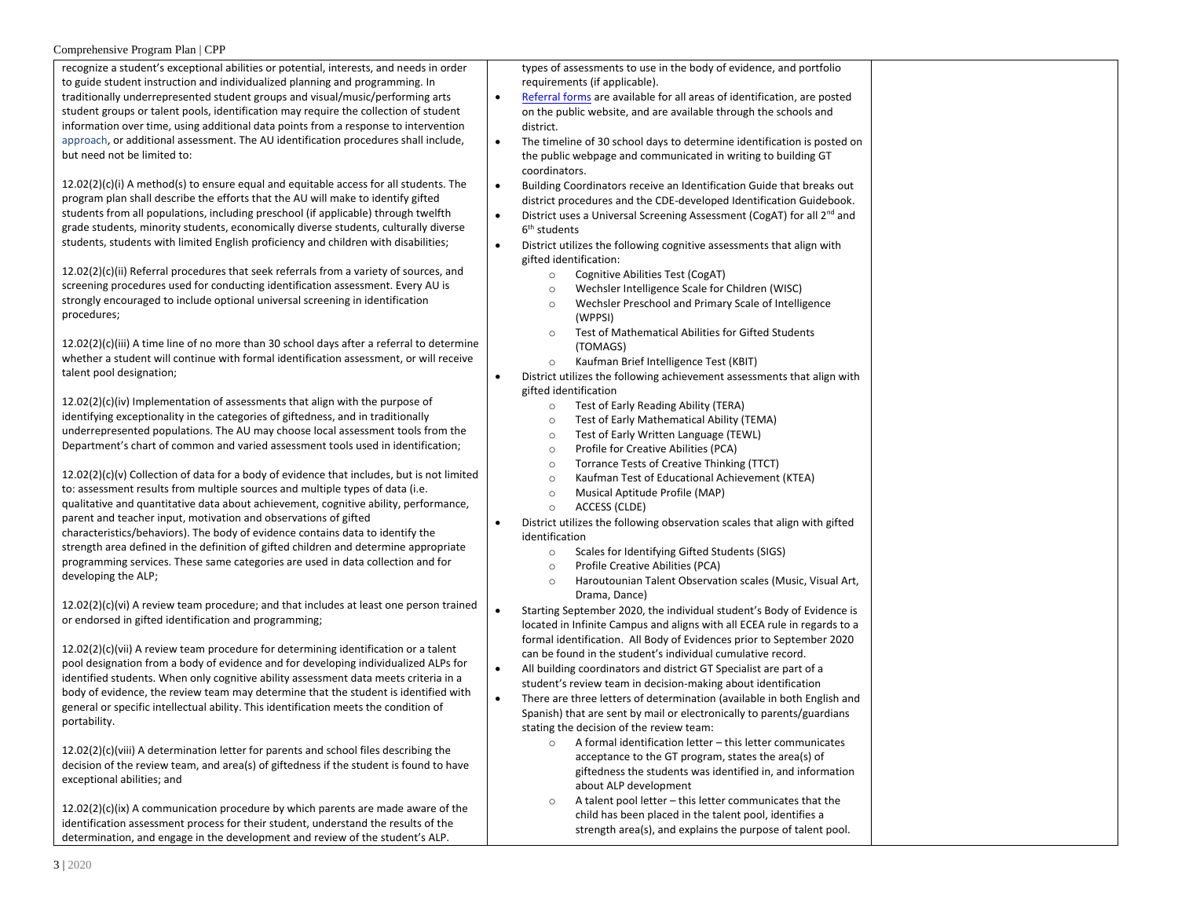| | | |
|---|---|---|
| recognize a student's exceptional abilities or potential, interests, and needs in order to guide student instruction and individualized planning and programming. In traditionally underrepresented student groups and visual/music/performing arts student groups or talent pools, identification may require the collection of student information over time, using additional data points from a response to intervention approach, or additional assessment. The AU identification procedures shall include, but need not be limited to:<br><br>12.02(2)(c)(i) A method(s) to ensure equal and equitable access for all students. The program plan shall describe the efforts that the AU will make to identify gifted students from all populations, including preschool (if applicable) through twelfth grade students, minority students, economically diverse students, culturally diverse students, students with limited English proficiency and children with disabilities;<br><br>12.02(2)(c)(ii) Referral procedures that seek referrals from a variety of sources, and screening procedures used for conducting identification assessment. Every AU is strongly encouraged to include optional universal screening in identification procedures;<br><br>12.02(2)(c)(iii) A time line of no more than 30 school days after a referral to determine whether a student will continue with formal identification assessment, or will receive talent pool designation;<br><br>12.02(2)(c)(iv) Implementation of assessments that align with the purpose of identifying exceptionality in the categories of giftedness, and in traditionally underrepresented populations. The AU may choose local assessment tools from the Department's chart of common and varied assessment tools used in identification;<br><br>12.02(2)(c)(v) Collection of data for a body of evidence that includes, but is not limited to: assessment results from multiple sources and multiple types of data (i.e. qualitative and quantitative data about achievement, cognitive ability, performance, parent and teacher input, motivation and observations of gifted characteristics/behaviors). The body of evidence contains data to identify the strength area defined in the definition of gifted children and determine appropriate programming services. These same categories are used in data collection and for developing the ALP;<br><br>12.02(2)(c)(vi) A review team procedure; and that includes at least one person trained or endorsed in gifted identification and programming;<br><br>12.02(2)(c)(vii) A review team procedure for determining identification or a talent pool designation from a body of evidence and for developing individualized ALPs for identified students. When only cognitive ability assessment data meets criteria in a body of evidence, the review team may determine that the student is identified with general or specific intellectual ability. This identification meets the condition of portability.<br><br>12.02(2)(c)(viii) A determination letter for parents and school files describing the decision of the review team, and area(s) of giftedness if the student is found to have exceptional abilities; and<br><br>12.02(2)(c)(ix) A communication procedure by which parents are made aware of the identification assessment process for their student, understand the results of the determination, and engage in the development and review of the student's ALP. | types of assessments to use in the body of evidence, and portfolio requirements (if applicable).<br>• Referral forms are available for all areas of identification, are posted on the public website, and are available through the schools and district.<br>• The timeline of 30 school days to determine identification is posted on the public webpage and communicated in writing to building GT coordinators.<br>• Building Coordinators receive an Identification Guide that breaks out district procedures and the CDE-developed Identification Guidebook.<br>• District uses a Universal Screening Assessment (CogAT) for all 2nd and 6th students<br>• District utilizes the following cognitive assessments that align with gifted identification:<br>&nbsp;&nbsp;○ Cognitive Abilities Test (CogAT)<br>&nbsp;&nbsp;○ Wechsler Intelligence Scale for Children (WISC)<br>&nbsp;&nbsp;○ Wechsler Preschool and Primary Scale of Intelligence (WPPSI)<br>&nbsp;&nbsp;○ Test of Mathematical Abilities for Gifted Students (TOMAGS)<br>&nbsp;&nbsp;○ Kaufman Brief Intelligence Test (KBIT)<br>• District utilizes the following achievement assessments that align with gifted identification<br>&nbsp;&nbsp;○ Test of Early Reading Ability (TERA)<br>&nbsp;&nbsp;○ Test of Early Mathematical Ability (TEMA)<br>&nbsp;&nbsp;○ Test of Early Written Language (TEWL)<br>&nbsp;&nbsp;○ Profile for Creative Abilities (PCA)<br>&nbsp;&nbsp;○ Torrance Tests of Creative Thinking (TTCT)<br>&nbsp;&nbsp;○ Kaufman Test of Educational Achievement (KTEA)<br>&nbsp;&nbsp;○ Musical Aptitude Profile (MAP)<br>&nbsp;&nbsp;○ ACCESS (CLDE)<br>• District utilizes the following observation scales that align with gifted identification<br>&nbsp;&nbsp;○ Scales for Identifying Gifted Students (SIGS)<br>&nbsp;&nbsp;○ Profile Creative Abilities (PCA)<br>&nbsp;&nbsp;○ Haroutounian Talent Observation scales (Music, Visual Art, Drama, Dance)<br>• Starting September 2020, the individual student's Body of Evidence is located in Infinite Campus and aligns with all ECEA rule in regards to a formal identification. All Body of Evidences prior to September 2020 can be found in the student's individual cumulative record.<br>• All building coordinators and district GT Specialist are part of a student's review team in decision-making about identification<br>• There are three letters of determination (available in both English and Spanish) that are sent by mail or electronically to parents/guardians stating the decision of the review team:<br>&nbsp;&nbsp;○ A formal identification letter – this letter communicates acceptance to the GT program, states the area(s) of giftedness the students was identified in, and information about ALP development<br>&nbsp;&nbsp;○ A talent pool letter – this letter communicates that the child has been placed in the talent pool, identifies a strength area(s), and explains the purpose of talent pool. | |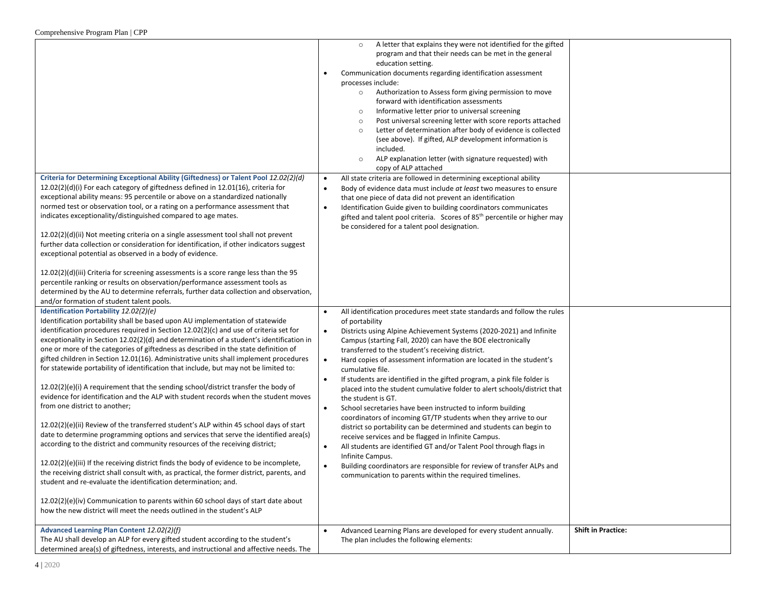| | | |
|---|---|---|
| | ○ A letter that explains they were not identified for the gifted program and that their needs can be met in the general education setting.<br>• Communication documents regarding identification assessment processes include:<br>○ Authorization to Assess form giving permission to move forward with identification assessments<br>○ Informative letter prior to universal screening<br>○ Post universal screening letter with score reports attached<br>○ Letter of determination after body of evidence is collected (see above). If gifted, ALP development information is included.<br>○ ALP explanation letter (with signature requested) with copy of ALP attached | |
| **Criteria for Determining Exceptional Ability (Giftedness) or Talent Pool** *12.02(2)(d)*<br>12.02(2)(d)(i) For each category of giftedness defined in 12.01(16), criteria for exceptional ability means: 95 percentile or above on a standardized nationally normed test or observation tool, or a rating on a performance assessment that indicates exceptionality/distinguished compared to age mates.<br><br>12.02(2)(d)(ii) Not meeting criteria on a single assessment tool shall not prevent further data collection or consideration for identification, if other indicators suggest exceptional potential as observed in a body of evidence.<br><br>12.02(2)(d)(iii) Criteria for screening assessments is a score range less than the 95 percentile ranking or results on observation/performance assessment tools as determined by the AU to determine referrals, further data collection and observation, and/or formation of student talent pools. | • All state criteria are followed in determining exceptional ability<br>• Body of evidence data must include *at least* two measures to ensure that one piece of data did not prevent an identification<br>• Identification Guide given to building coordinators communicates gifted and talent pool criteria. Scores of 85th percentile or higher may be considered for a talent pool designation. | |
| **Identification Portability** *12.02(2)(e)*<br>Identification portability shall be based upon AU implementation of statewide identification procedures required in Section 12.02(2)(c) and use of criteria set for exceptionality in Section 12.02(2)(d) and determination of a student's identification in one or more of the categories of giftedness as described in the state definition of gifted children in Section 12.01(16). Administrative units shall implement procedures for statewide portability of identification that include, but may not be limited to:<br><br>12.02(2)(e)(i) A requirement that the sending school/district transfer the body of evidence for identification and the ALP with student records when the student moves from one district to another;<br><br>12.02(2)(e)(ii) Review of the transferred student's ALP within 45 school days of start date to determine programming options and services that serve the identified area(s) according to the district and community resources of the receiving district;<br><br>12.02(2)(e)(iii) If the receiving district finds the body of evidence to be incomplete, the receiving district shall consult with, as practical, the former district, parents, and student and re-evaluate the identification determination; and.<br><br>12.02(2)(e)(iv) Communication to parents within 60 school days of start date about how the new district will meet the needs outlined in the student's ALP | • All identification procedures meet state standards and follow the rules of portability<br>• Districts using Alpine Achievement Systems (2020-2021) and Infinite Campus (starting Fall, 2020) can have the BOE electronically transferred to the student's receiving district.<br>• Hard copies of assessment information are located in the student's cumulative file.<br>• If students are identified in the gifted program, a pink file folder is placed into the student cumulative folder to alert schools/district that the student is GT.<br>• School secretaries have been instructed to inform building coordinators of incoming GT/TP students when they arrive to our district so portability can be determined and students can begin to receive services and be flagged in Infinite Campus.<br>• All students are identified GT and/or Talent Pool through flags in Infinite Campus.<br>• Building coordinators are responsible for review of transfer ALPs and communication to parents within the required timelines. | |
| **Advanced Learning Plan Content** *12.02(2)(f)*<br>The AU shall develop an ALP for every gifted student according to the student's determined area(s) of giftedness, interests, and instructional and affective needs. The | • Advanced Learning Plans are developed for every student annually. The plan includes the following elements: | **Shift in Practice:** |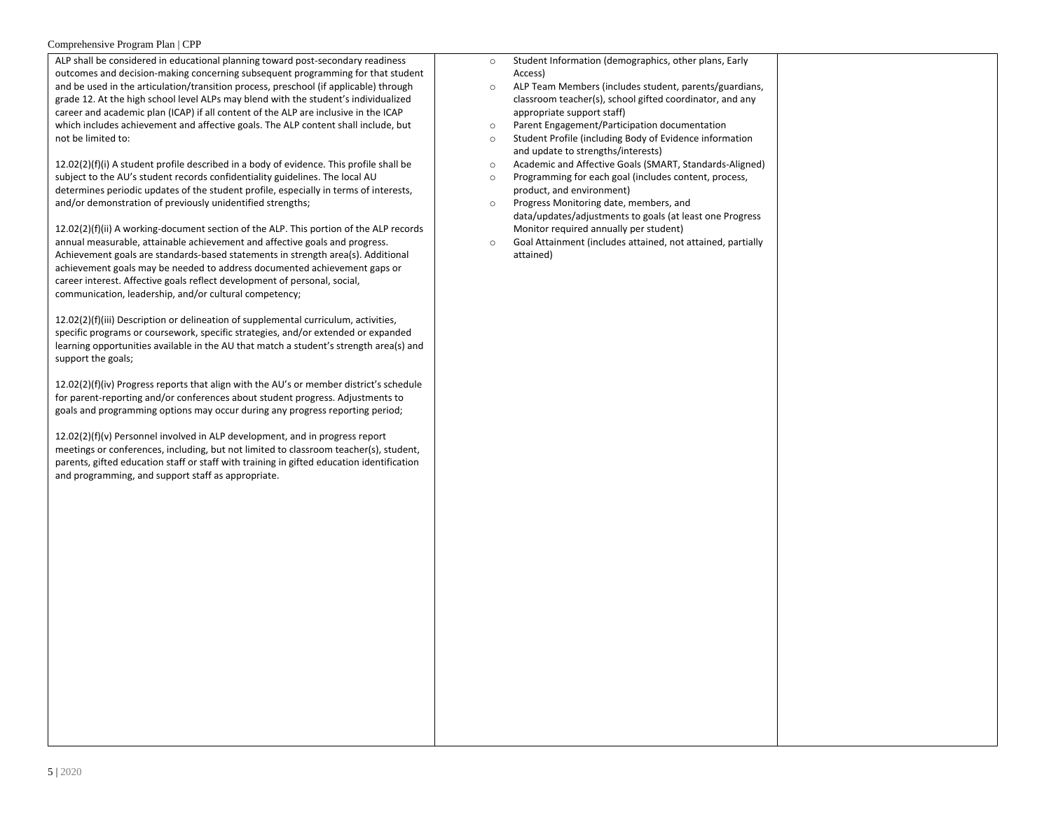| | | |
|---|---|---|
| ALP shall be considered in educational planning toward post-secondary readiness outcomes and decision-making concerning subsequent programming for that student and be used in the articulation/transition process, preschool (if applicable) through grade 12. At the high school level ALPs may blend with the student's individualized career and academic plan (ICAP) if all content of the ALP are inclusive in the ICAP which includes achievement and affective goals. The ALP content shall include, but not be limited to:<br><br>12.02(2)(f)(i) A student profile described in a body of evidence. This profile shall be subject to the AU's student records confidentiality guidelines. The local AU determines periodic updates of the student profile, especially in terms of interests, and/or demonstration of previously unidentified strengths;<br><br>12.02(2)(f)(ii) A working-document section of the ALP. This portion of the ALP records annual measurable, attainable achievement and affective goals and progress. Achievement goals are standards-based statements in strength area(s). Additional achievement goals may be needed to address documented achievement gaps or career interest. Affective goals reflect development of personal, social, communication, leadership, and/or cultural competency;<br><br>12.02(2)(f)(iii) Description or delineation of supplemental curriculum, activities, specific programs or coursework, specific strategies, and/or extended or expanded learning opportunities available in the AU that match a student's strength area(s) and support the goals;<br><br>12.02(2)(f)(iv) Progress reports that align with the AU's or member district's schedule for parent-reporting and/or conferences about student progress. Adjustments to goals and programming options may occur during any progress reporting period;<br><br>12.02(2)(f)(v) Personnel involved in ALP development, and in progress report meetings or conferences, including, but not limited to classroom teacher(s), student, parents, gifted education staff or staff with training in gifted education identification and programming, and support staff as appropriate. | ○ Student Information (demographics, other plans, Early Access)<br>○ ALP Team Members (includes student, parents/guardians, classroom teacher(s), school gifted coordinator, and any appropriate support staff)<br>○ Parent Engagement/Participation documentation<br>○ Student Profile (including Body of Evidence information and update to strengths/interests)<br>○ Academic and Affective Goals (SMART, Standards-Aligned)<br>○ Programming for each goal (includes content, process, product, and environment)<br>○ Progress Monitoring date, members, and data/updates/adjustments to goals (at least one Progress Monitor required annually per student)<br>○ Goal Attainment (includes attained, not attained, partially attained) | |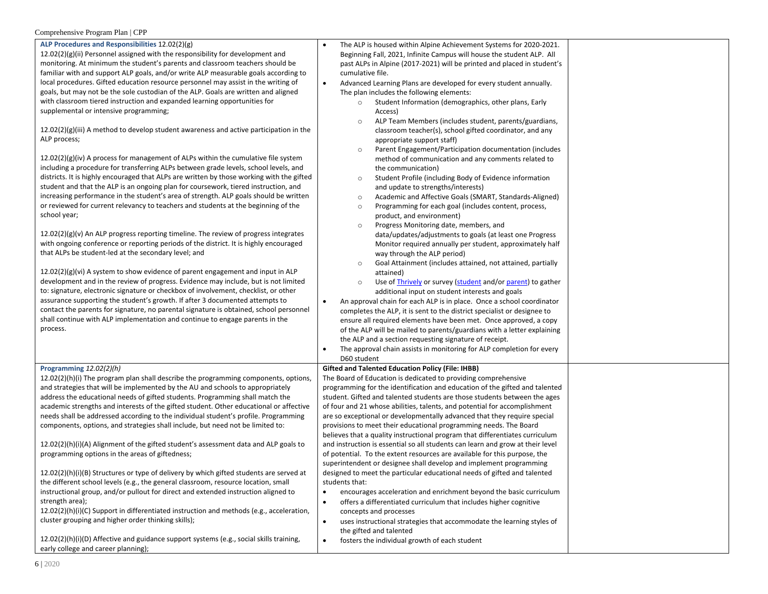| | | |
|---|---|---|
| **ALP Procedures and Responsibilities** 12.02(2)(g)<br>12.02(2)(g)(ii) Personnel assigned with the responsibility for development and monitoring. At minimum the student's parents and classroom teachers should be familiar with and support ALP goals, and/or write ALP measurable goals according to local procedures. Gifted education resource personnel may assist in the writing of goals, but may not be the sole custodian of the ALP. Goals are written and aligned with classroom tiered instruction and expanded learning opportunities for supplemental or intensive programming;<br><br>12.02(2)(g)(iii) A method to develop student awareness and active participation in the ALP process;<br><br>12.02(2)(g)(iv) A process for management of ALPs within the cumulative file system including a procedure for transferring ALPs between grade levels, school levels, and districts. It is highly encouraged that ALPs are written by those working with the gifted student and that the ALP is an ongoing plan for coursework, tiered instruction, and increasing performance in the student's area of strength. ALP goals should be written or reviewed for current relevancy to teachers and students at the beginning of the school year;<br><br>12.02(2)(g)(v) An ALP progress reporting timeline. The review of progress integrates with ongoing conference or reporting periods of the district. It is highly encouraged that ALPs be student-led at the secondary level; and<br><br>12.02(2)(g)(vi) A system to show evidence of parent engagement and input in ALP development and in the review of progress. Evidence may include, but is not limited to: signature, electronic signature or checkbox of involvement, checklist, or other assurance supporting the student's growth. If after 3 documented attempts to contact the parents for signature, no parental signature is obtained, school personnel shall continue with ALP implementation and continue to engage parents in the process. | • The ALP is housed within Alpine Achievement Systems for 2020-2021. Beginning Fall, 2021, Infinite Campus will house the student ALP. All past ALPs in Alpine (2017-2021) will be printed and placed in student's cumulative file.<br>• Advanced Learning Plans are developed for every student annually. The plan includes the following elements:<br>  ○ Student Information (demographics, other plans, Early Access)<br>  ○ ALP Team Members (includes student, parents/guardians, classroom teacher(s), school gifted coordinator, and any appropriate support staff)<br>  ○ Parent Engagement/Participation documentation (includes method of communication and any comments related to the communication)<br>  ○ Student Profile (including Body of Evidence information and update to strengths/interests)<br>  ○ Academic and Affective Goals (SMART, Standards-Aligned)<br>  ○ Programming for each goal (includes content, process, product, and environment)<br>  ○ Progress Monitoring date, members, and data/updates/adjustments to goals (at least one Progress Monitor required annually per student, approximately half way through the ALP period)<br>  ○ Goal Attainment (includes attained, not attained, partially attained)<br>  ○ Use of Thrively or survey (student and/or parent) to gather additional input on student interests and goals<br>• An approval chain for each ALP is in place. Once a school coordinator completes the ALP, it is sent to the district specialist or designee to ensure all required elements have been met. Once approved, a copy of the ALP will be mailed to parents/guardians with a letter explaining the ALP and a section requesting signature of receipt.<br>• The approval chain assists in monitoring for ALP completion for every D60 student | |
| **Programming** *12.02(2)(h)*<br>12.02(2)(h)(i) The program plan shall describe the programming components, options, and strategies that will be implemented by the AU and schools to appropriately address the educational needs of gifted students. Programming shall match the academic strengths and interests of the gifted student. Other educational or affective needs shall be addressed according to the individual student's profile. Programming components, options, and strategies shall include, but need not be limited to:<br><br>12.02(2)(h)(i)(A) Alignment of the gifted student's assessment data and ALP goals to programming options in the areas of giftedness;<br><br>12.02(2)(h)(i)(B) Structures or type of delivery by which gifted students are served at the different school levels (e.g., the general classroom, resource location, small instructional group, and/or pullout for direct and extended instruction aligned to strength area);<br>12.02(2)(h)(i)(C) Support in differentiated instruction and methods (e.g., acceleration, cluster grouping and higher order thinking skills);<br><br>12.02(2)(h)(i)(D) Affective and guidance support systems (e.g., social skills training, early college and career planning); | **Gifted and Talented Education Policy (File: IHBB)**<br>The Board of Education is dedicated to providing comprehensive programming for the identification and education of the gifted and talented student. Gifted and talented students are those students between the ages of four and 21 whose abilities, talents, and potential for accomplishment are so exceptional or developmentally advanced that they require special provisions to meet their educational programming needs. The Board believes that a quality instructional program that differentiates curriculum and instruction is essential so all students can learn and grow at their level of potential. To the extent resources are available for this purpose, the superintendent or designee shall develop and implement programming designed to meet the particular educational needs of gifted and talented students that:<br>• encourages acceleration and enrichment beyond the basic curriculum<br>• offers a differentiated curriculum that includes higher cognitive concepts and processes<br>• uses instructional strategies that accommodate the learning styles of the gifted and talented<br>• fosters the individual growth of each student | |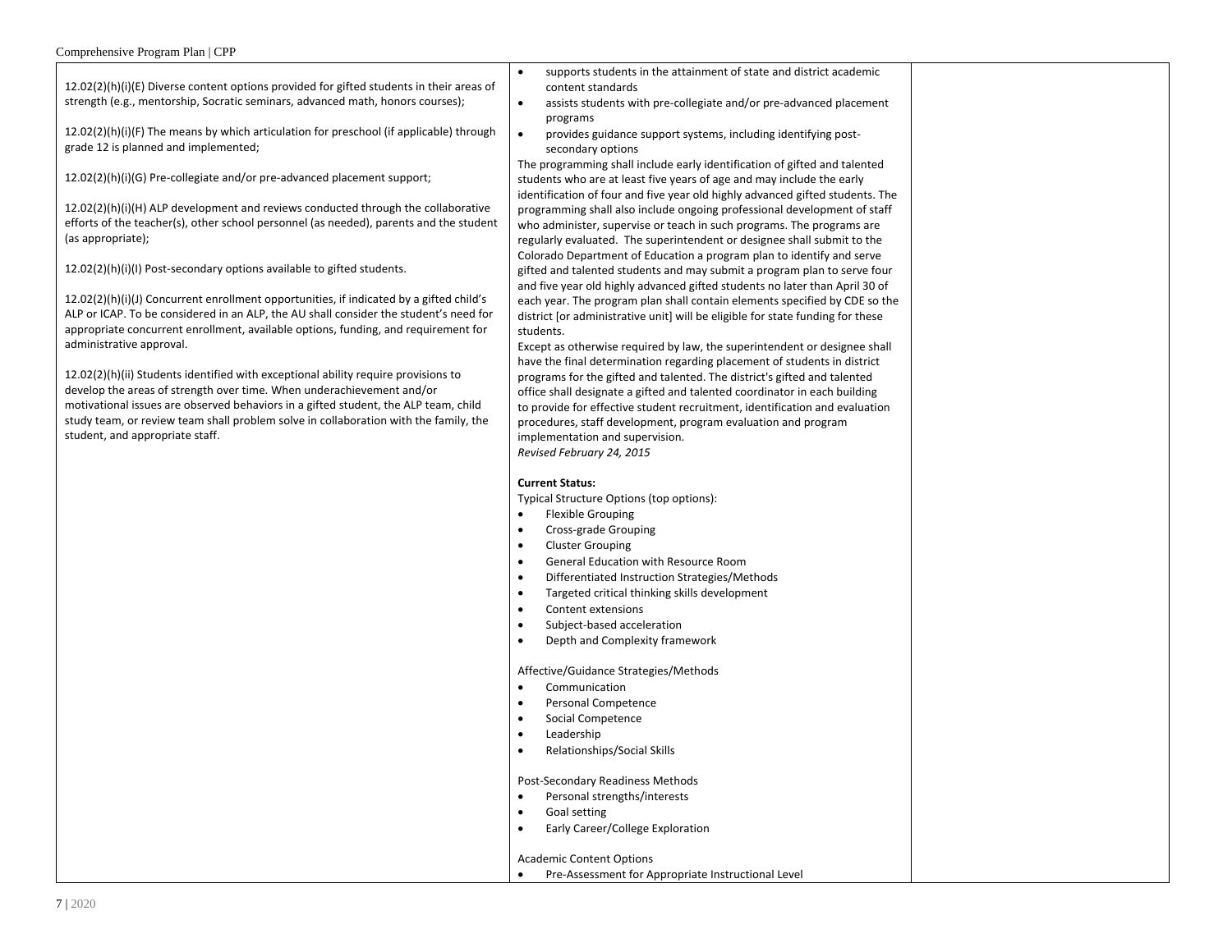| | | |
|---|---|---|
| 12.02(2)(h)(i)(E) Diverse content options provided for gifted students in their areas of strength (e.g., mentorship, Socratic seminars, advanced math, honors courses);<br><br>12.02(2)(h)(i)(F) The means by which articulation for preschool (if applicable) through grade 12 is planned and implemented;<br><br>12.02(2)(h)(i)(G) Pre-collegiate and/or pre-advanced placement support;<br><br>12.02(2)(h)(i)(H) ALP development and reviews conducted through the collaborative efforts of the teacher(s), other school personnel (as needed), parents and the student (as appropriate);<br><br>12.02(2)(h)(i)(I) Post-secondary options available to gifted students.<br><br>12.02(2)(h)(i)(J) Concurrent enrollment opportunities, if indicated by a gifted child's ALP or ICAP. To be considered in an ALP, the AU shall consider the student's need for appropriate concurrent enrollment, available options, funding, and requirement for administrative approval.<br><br>12.02(2)(h)(ii) Students identified with exceptional ability require provisions to develop the areas of strength over time. When underachievement and/or motivational issues are observed behaviors in a gifted student, the ALP team, child study team, or review team shall problem solve in collaboration with the family, the student, and appropriate staff. | • supports students in the attainment of state and district academic content standards<br>• assists students with pre-collegiate and/or pre-advanced placement programs<br>• provides guidance support systems, including identifying post-secondary options<br>The programming shall include early identification of gifted and talented students who are at least five years of age and may include the early identification of four and five year old highly advanced gifted students. The programming shall also include ongoing professional development of staff who administer, supervise or teach in such programs. The programs are regularly evaluated. The superintendent or designee shall submit to the Colorado Department of Education a program plan to identify and serve gifted and talented students and may submit a program plan to serve four and five year old highly advanced gifted students no later than April 30 of each year. The program plan shall contain elements specified by CDE so the district [or administrative unit] will be eligible for state funding for these students.<br>Except as otherwise required by law, the superintendent or designee shall have the final determination regarding placement of students in district programs for the gifted and talented. The district's gifted and talented office shall designate a gifted and talented coordinator in each building to provide for effective student recruitment, identification and evaluation procedures, staff development, program evaluation and program implementation and supervision.<br>*Revised February 24, 2015*<br><br>**Current Status:**<br>Typical Structure Options (top options):<br>• Flexible Grouping<br>• Cross-grade Grouping<br>• Cluster Grouping<br>• General Education with Resource Room<br>• Differentiated Instruction Strategies/Methods<br>• Targeted critical thinking skills development<br>• Content extensions<br>• Subject-based acceleration<br>• Depth and Complexity framework<br><br>Affective/Guidance Strategies/Methods<br>• Communication<br>• Personal Competence<br>• Social Competence<br>• Leadership<br>• Relationships/Social Skills<br><br>Post-Secondary Readiness Methods<br>• Personal strengths/interests<br>• Goal setting<br>• Early Career/College Exploration<br><br>Academic Content Options<br>• Pre-Assessment for Appropriate Instructional Level | |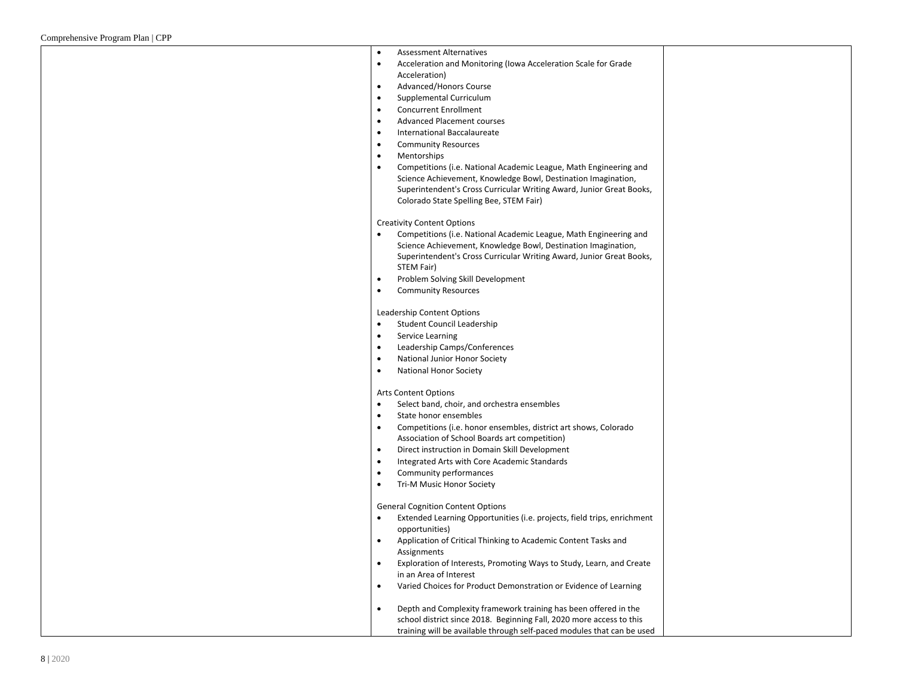| | | |
|---|---|---|
| | • Assessment Alternatives<br>• Acceleration and Monitoring (Iowa Acceleration Scale for Grade Acceleration)<br>• Advanced/Honors Course<br>• Supplemental Curriculum<br>• Concurrent Enrollment<br>• Advanced Placement courses<br>• International Baccalaureate<br>• Community Resources<br>• Mentorships<br>• Competitions (i.e. National Academic League, Math Engineering and Science Achievement, Knowledge Bowl, Destination Imagination, Superintendent's Cross Curricular Writing Award, Junior Great Books, Colorado State Spelling Bee, STEM Fair)<br><br>Creativity Content Options<br>• Competitions (i.e. National Academic League, Math Engineering and Science Achievement, Knowledge Bowl, Destination Imagination, Superintendent's Cross Curricular Writing Award, Junior Great Books, STEM Fair)<br>• Problem Solving Skill Development<br>• Community Resources<br><br>Leadership Content Options<br>• Student Council Leadership<br>• Service Learning<br>• Leadership Camps/Conferences<br>• National Junior Honor Society<br>• National Honor Society<br><br>Arts Content Options<br>• Select band, choir, and orchestra ensembles<br>• State honor ensembles<br>• Competitions (i.e. honor ensembles, district art shows, Colorado Association of School Boards art competition)<br>• Direct instruction in Domain Skill Development<br>• Integrated Arts with Core Academic Standards<br>• Community performances<br>• Tri-M Music Honor Society<br><br>General Cognition Content Options<br>• Extended Learning Opportunities (i.e. projects, field trips, enrichment opportunities)<br>• Application of Critical Thinking to Academic Content Tasks and Assignments<br>• Exploration of Interests, Promoting Ways to Study, Learn, and Create in an Area of Interest<br>• Varied Choices for Product Demonstration or Evidence of Learning<br><br>• Depth and Complexity framework training has been offered in the school district since 2018. Beginning Fall, 2020 more access to this training will be available through self-paced modules that can be used | |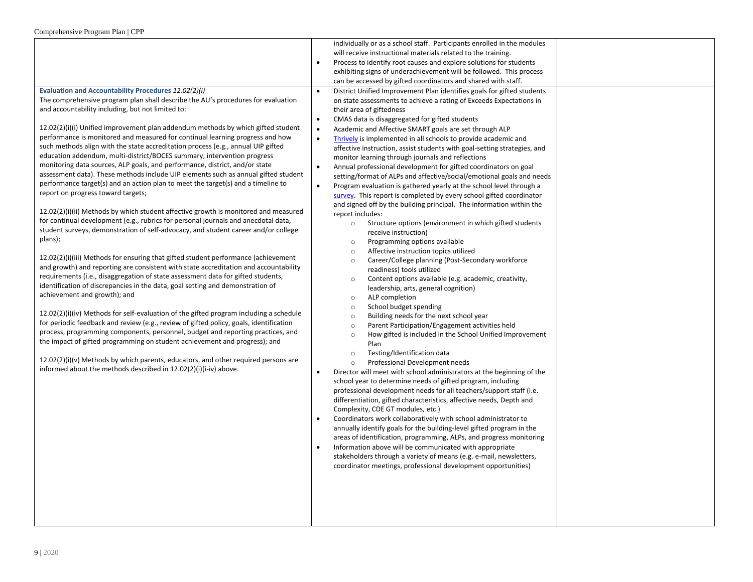| | | |
|---|---|---|
| | individually or as a school staff. Participants enrolled in the modules will receive instructional materials related to the training.<br>• Process to identify root causes and explore solutions for students exhibiting signs of underachievement will be followed. This process can be accessed by gifted coordinators and shared with staff. | |
| **Evaluation and Accountability Procedures** *12.02(2)(i)*<br>The comprehensive program plan shall describe the AU's procedures for evaluation and accountability including, but not limited to:<br><br>12.02(2)(i)(i) Unified improvement plan addendum methods by which gifted student performance is monitored and measured for continual learning progress and how such methods align with the state accreditation process (e.g., annual UIP gifted education addendum, multi-district/BOCES summary, intervention progress monitoring data sources, ALP goals, and performance, district, and/or state assessment data). These methods include UIP elements such as annual gifted student performance target(s) and an action plan to meet the target(s) and a timeline to report on progress toward targets;<br><br>12.02(2)(i)(ii) Methods by which student affective growth is monitored and measured for continual development (e.g., rubrics for personal journals and anecdotal data, student surveys, demonstration of self-advocacy, and student career and/or college plans);<br><br>12.02(2)(i)(iii) Methods for ensuring that gifted student performance (achievement and growth) and reporting are consistent with state accreditation and accountability requirements (i.e., disaggregation of state assessment data for gifted students, identification of discrepancies in the data, goal setting and demonstration of achievement and growth); and<br><br>12.02(2)(i)(iv) Methods for self-evaluation of the gifted program including a schedule for periodic feedback and review (e.g., review of gifted policy, goals, identification process, programming components, personnel, budget and reporting practices, and the impact of gifted programming on student achievement and progress); and<br><br>12.02(2)(i)(v) Methods by which parents, educators, and other required persons are informed about the methods described in 12.02(2)(i)(i-iv) above. | • District Unified Improvement Plan identifies goals for gifted students on state assessments to achieve a rating of Exceeds Expectations in their area of giftedness<br>• CMAS data is disaggregated for gifted students<br>• Academic and Affective SMART goals are set through ALP<br>• Thrively is implemented in all schools to provide academic and affective instruction, assist students with goal-setting strategies, and monitor learning through journals and reflections<br>• Annual professional development for gifted coordinators on goal setting/format of ALPs and affective/social/emotional goals and needs<br>• Program evaluation is gathered yearly at the school level through a survey. This report is completed by every school gifted coordinator and signed off by the building principal. The information within the report includes:<br>&nbsp;&nbsp;&nbsp;&nbsp;○ Structure options (environment in which gifted students receive instruction)<br>&nbsp;&nbsp;&nbsp;&nbsp;○ Programming options available<br>&nbsp;&nbsp;&nbsp;&nbsp;○ Affective instruction topics utilized<br>&nbsp;&nbsp;&nbsp;&nbsp;○ Career/College planning (Post-Secondary workforce readiness) tools utilized<br>&nbsp;&nbsp;&nbsp;&nbsp;○ Content options available (e.g. academic, creativity, leadership, arts, general cognition)<br>&nbsp;&nbsp;&nbsp;&nbsp;○ ALP completion<br>&nbsp;&nbsp;&nbsp;&nbsp;○ School budget spending<br>&nbsp;&nbsp;&nbsp;&nbsp;○ Building needs for the next school year<br>&nbsp;&nbsp;&nbsp;&nbsp;○ Parent Participation/Engagement activities held<br>&nbsp;&nbsp;&nbsp;&nbsp;○ How gifted is included in the School Unified Improvement Plan<br>&nbsp;&nbsp;&nbsp;&nbsp;○ Testing/Identification data<br>&nbsp;&nbsp;&nbsp;&nbsp;○ Professional Development needs<br>• Director will meet with school administrators at the beginning of the school year to determine needs of gifted program, including professional development needs for all teachers/support staff (i.e. differentiation, gifted characteristics, affective needs, Depth and Complexity, CDE GT modules, etc.)<br>• Coordinators work collaboratively with school administrator to annually identify goals for the building-level gifted program in the areas of identification, programming, ALPs, and progress monitoring<br>• Information above will be communicated with appropriate stakeholders through a variety of means (e.g. e-mail, newsletters, coordinator meetings, professional development opportunities) | |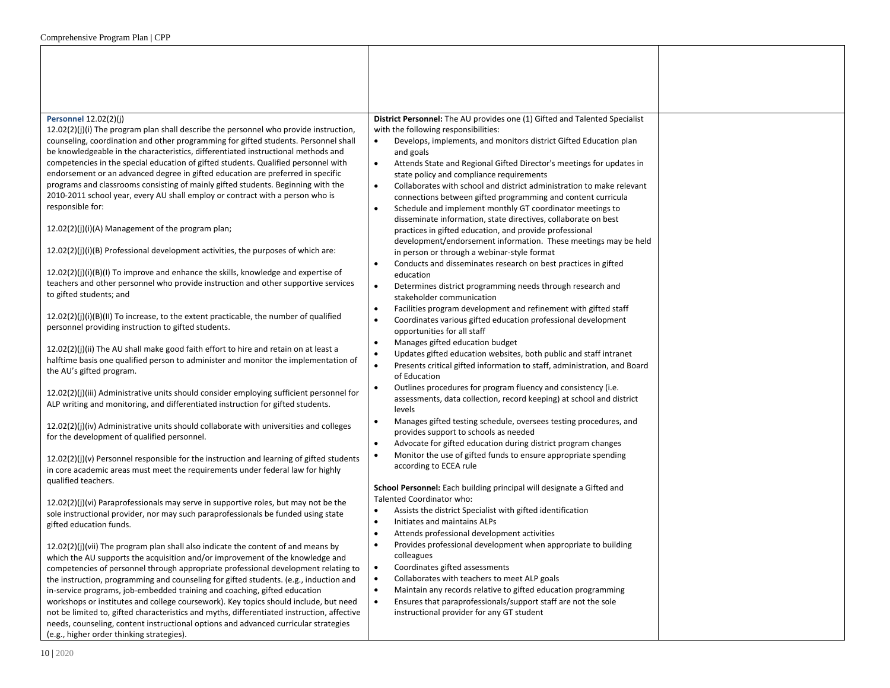| | | |
|---|---|---|
| | | |
| **Personnel** 12.02(2)(j)<br><br>12.02(2)(j)(i) The program plan shall describe the personnel who provide instruction, counseling, coordination and other programming for gifted students. Personnel shall be knowledgeable in the characteristics, differentiated instructional methods and competencies in the special education of gifted students. Qualified personnel with endorsement or an advanced degree in gifted education are preferred in specific programs and classrooms consisting of mainly gifted students. Beginning with the 2010-2011 school year, every AU shall employ or contract with a person who is responsible for:<br><br>12.02(2)(j)(i)(A) Management of the program plan;<br><br>12.02(2)(j)(i)(B) Professional development activities, the purposes of which are:<br><br>12.02(2)(j)(i)(B)(I) To improve and enhance the skills, knowledge and expertise of teachers and other personnel who provide instruction and other supportive services to gifted students; and<br><br>12.02(2)(j)(i)(B)(II) To increase, to the extent practicable, the number of qualified personnel providing instruction to gifted students.<br><br>12.02(2)(j)(ii) The AU shall make good faith effort to hire and retain on at least a halftime basis one qualified person to administer and monitor the implementation of the AU's gifted program.<br><br>12.02(2)(j)(iii) Administrative units should consider employing sufficient personnel for ALP writing and monitoring, and differentiated instruction for gifted students.<br><br>12.02(2)(j)(iv) Administrative units should collaborate with universities and colleges for the development of qualified personnel.<br><br>12.02(2)(j)(v) Personnel responsible for the instruction and learning of gifted students in core academic areas must meet the requirements under federal law for highly qualified teachers.<br><br>12.02(2)(j)(vi) Paraprofessionals may serve in supportive roles, but may not be the sole instructional provider, nor may such paraprofessionals be funded using state gifted education funds.<br><br>12.02(2)(j)(vii) The program plan shall also indicate the content of and means by which the AU supports the acquisition and/or improvement of the knowledge and competencies of personnel through appropriate professional development relating to the instruction, programming and counseling for gifted students. (e.g., induction and in-service programs, job-embedded training and coaching, gifted education workshops or institutes and college coursework). Key topics should include, but need not be limited to, gifted characteristics and myths, differentiated instruction, affective needs, counseling, content instructional options and advanced curricular strategies (e.g., higher order thinking strategies). | **District Personnel:** The AU provides one (1) Gifted and Talented Specialist with the following responsibilities:<br>• Develops, implements, and monitors district Gifted Education plan and goals<br>• Attends State and Regional Gifted Director's meetings for updates in state policy and compliance requirements<br>• Collaborates with school and district administration to make relevant connections between gifted programming and content curricula<br>• Schedule and implement monthly GT coordinator meetings to disseminate information, state directives, collaborate on best practices in gifted education, and provide professional development/endorsement information. These meetings may be held in person or through a webinar-style format<br>• Conducts and disseminates research on best practices in gifted education<br>• Determines district programming needs through research and stakeholder communication<br>• Facilities program development and refinement with gifted staff<br>• Coordinates various gifted education professional development opportunities for all staff<br>• Manages gifted education budget<br>• Updates gifted education websites, both public and staff intranet<br>• Presents critical gifted information to staff, administration, and Board of Education<br>• Outlines procedures for program fluency and consistency (i.e. assessments, data collection, record keeping) at school and district levels<br>• Manages gifted testing schedule, oversees testing procedures, and provides support to schools as needed<br>• Advocate for gifted education during district program changes<br>• Monitor the use of gifted funds to ensure appropriate spending according to ECEA rule<br><br>**School Personnel:** Each building principal will designate a Gifted and Talented Coordinator who:<br>• Assists the district Specialist with gifted identification<br>• Initiates and maintains ALPs<br>• Attends professional development activities<br>• Provides professional development when appropriate to building colleagues<br>• Coordinates gifted assessments<br>• Collaborates with teachers to meet ALP goals<br>• Maintain any records relative to gifted education programming<br>• Ensures that paraprofessionals/support staff are not the sole instructional provider for any GT student | |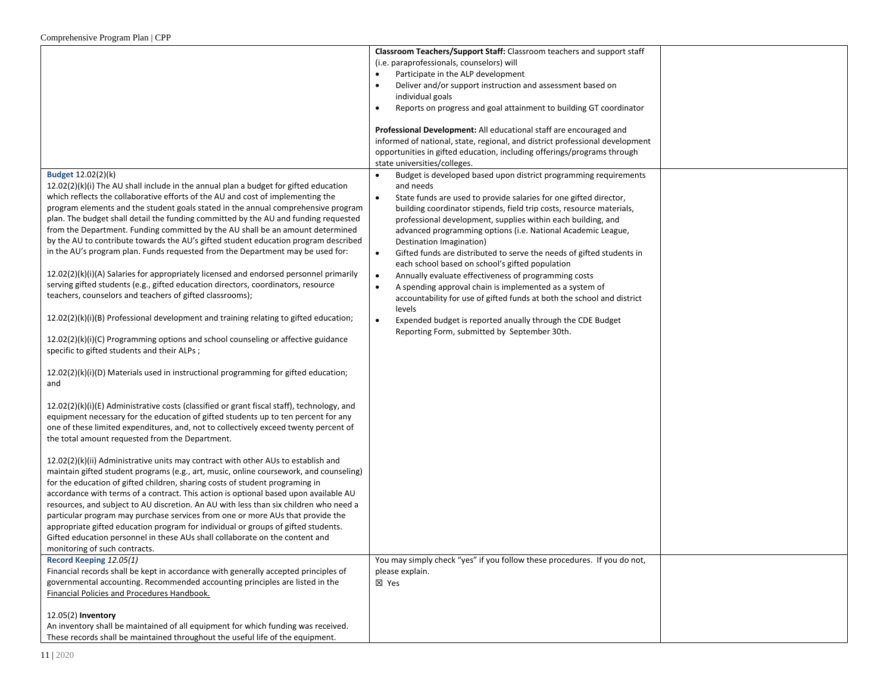| | | |
|---|---|---|
| | **Classroom Teachers/Support Staff:** Classroom teachers and support staff (i.e. paraprofessionals, counselors) will<br>• Participate in the ALP development<br>• Deliver and/or support instruction and assessment based on individual goals<br>• Reports on progress and goal attainment to building GT coordinator<br><br>**Professional Development:** All educational staff are encouraged and informed of national, state, regional, and district professional development opportunities in gifted education, including offerings/programs through state universities/colleges. | |
| **Budget** 12.02(2)(k)<br>12.02(2)(k)(i) The AU shall include in the annual plan a budget for gifted education which reflects the collaborative efforts of the AU and cost of implementing the program elements and the student goals stated in the annual comprehensive program plan. The budget shall detail the funding committed by the AU and funding requested from the Department. Funding committed by the AU shall be an amount determined by the AU to contribute towards the AU's gifted student education program described in the AU's program plan. Funds requested from the Department may be used for:<br><br>12.02(2)(k)(i)(A) Salaries for appropriately licensed and endorsed personnel primarily serving gifted students (e.g., gifted education directors, coordinators, resource teachers, counselors and teachers of gifted classrooms);<br><br>12.02(2)(k)(i)(B) Professional development and training relating to gifted education;<br><br>12.02(2)(k)(i)(C) Programming options and school counseling or affective guidance specific to gifted students and their ALPs ;<br><br>12.02(2)(k)(i)(D) Materials used in instructional programming for gifted education; and<br><br>12.02(2)(k)(i)(E) Administrative costs (classified or grant fiscal staff), technology, and equipment necessary for the education of gifted students up to ten percent for any one of these limited expenditures, and, not to collectively exceed twenty percent of the total amount requested from the Department.<br><br>12.02(2)(k)(ii) Administrative units may contract with other AUs to establish and maintain gifted student programs (e.g., art, music, online coursework, and counseling) for the education of gifted children, sharing costs of student programing in accordance with terms of a contract. This action is optional based upon available AU resources, and subject to AU discretion. An AU with less than six children who need a particular program may purchase services from one or more AUs that provide the appropriate gifted education program for individual or groups of gifted students. Gifted education personnel in these AUs shall collaborate on the content and monitoring of such contracts. | • Budget is developed based upon district programming requirements and needs<br>• State funds are used to provide salaries for one gifted director, building coordinator stipends, field trip costs, resource materials, professional development, supplies within each building, and advanced programming options (i.e. National Academic League, Destination Imagination)<br>• Gifted funds are distributed to serve the needs of gifted students in each school based on school's gifted population<br>• Annually evaluate effectiveness of programming costs<br>• A spending approval chain is implemented as a system of accountability for use of gifted funds at both the school and district levels<br>• Expended budget is reported anually through the CDE Budget Reporting Form, submitted by September 30th. | |
| **Record Keeping** *12.05(1)*<br>Financial records shall be kept in accordance with generally accepted principles of governmental accounting. Recommended accounting principles are listed in the Financial Policies and Procedures Handbook.<br><br>12.05(2) **Inventory**<br>An inventory shall be maintained of all equipment for which funding was received. These records shall be maintained throughout the useful life of the equipment. | You may simply check "yes" if you follow these procedures. If you do not, please explain.<br>☒ Yes | |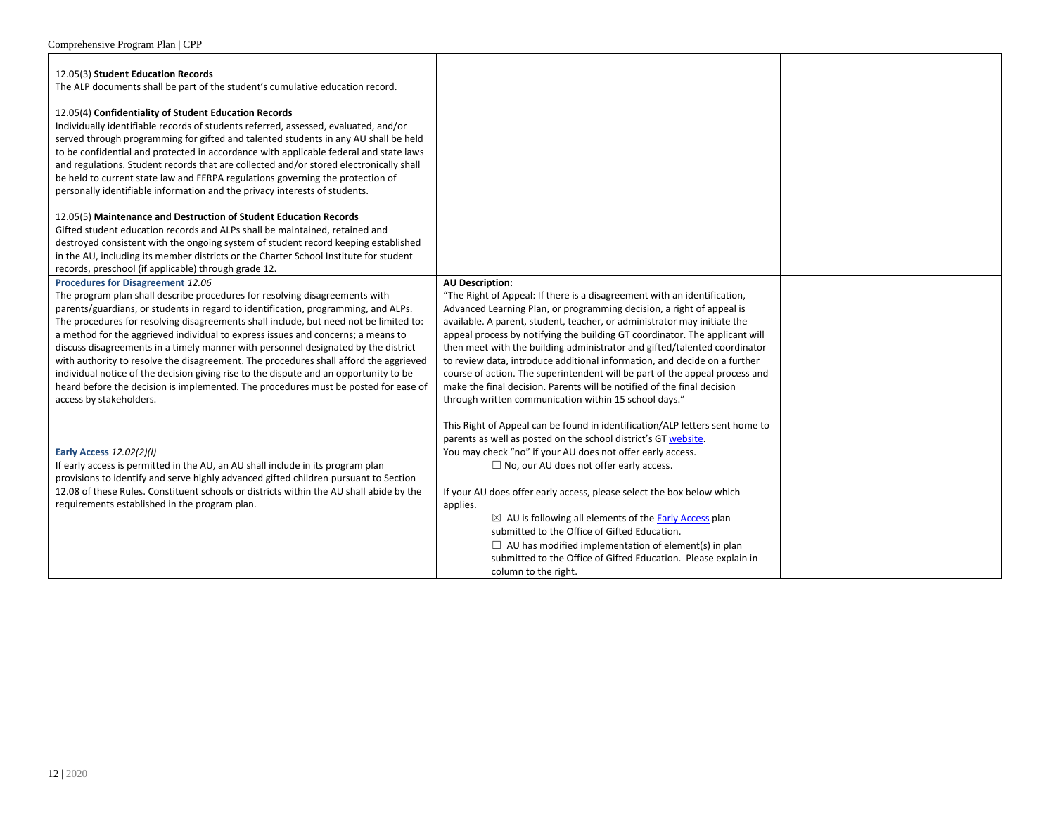| | | |
|---|---|---|
| 12.05(3) **Student Education Records**<br>The ALP documents shall be part of the student's cumulative education record.<br><br>12.05(4) **Confidentiality of Student Education Records**<br>Individually identifiable records of students referred, assessed, evaluated, and/or served through programming for gifted and talented students in any AU shall be held to be confidential and protected in accordance with applicable federal and state laws and regulations. Student records that are collected and/or stored electronically shall be held to current state law and FERPA regulations governing the protection of personally identifiable information and the privacy interests of students.<br><br>12.05(5) **Maintenance and Destruction of Student Education Records**<br>Gifted student education records and ALPs shall be maintained, retained and destroyed consistent with the ongoing system of student record keeping established in the AU, including its member districts or the Charter School Institute for student records, preschool (if applicable) through grade 12. | | |
| **Procedures for Disagreement** *12.06*<br>The program plan shall describe procedures for resolving disagreements with parents/guardians, or students in regard to identification, programming, and ALPs. The procedures for resolving disagreements shall include, but need not be limited to: a method for the aggrieved individual to express issues and concerns; a means to discuss disagreements in a timely manner with personnel designated by the district with authority to resolve the disagreement. The procedures shall afford the aggrieved individual notice of the decision giving rise to the dispute and an opportunity to be heard before the decision is implemented. The procedures must be posted for ease of access by stakeholders. | **AU Description:**<br>"The Right of Appeal: If there is a disagreement with an identification, Advanced Learning Plan, or programming decision, a right of appeal is available. A parent, student, teacher, or administrator may initiate the appeal process by notifying the building GT coordinator. The applicant will then meet with the building administrator and gifted/talented coordinator to review data, introduce additional information, and decide on a further course of action. The superintendent will be part of the appeal process and make the final decision. Parents will be notified of the final decision through written communication within 15 school days."<br><br>This Right of Appeal can be found in identification/ALP letters sent home to parents as well as posted on the school district's GT website. | |
| **Early Access** *12.02(2)(l)*<br>If early access is permitted in the AU, an AU shall include in its program plan provisions to identify and serve highly advanced gifted children pursuant to Section 12.08 of these Rules. Constituent schools or districts within the AU shall abide by the requirements established in the program plan. | You may check "no" if your AU does not offer early access.<br>☐ No, our AU does not offer early access.<br><br>If your AU does offer early access, please select the box below which applies.<br>☒ AU is following all elements of the Early Access plan submitted to the Office of Gifted Education.<br>☐ AU has modified implementation of element(s) in plan submitted to the Office of Gifted Education. Please explain in column to the right. | |